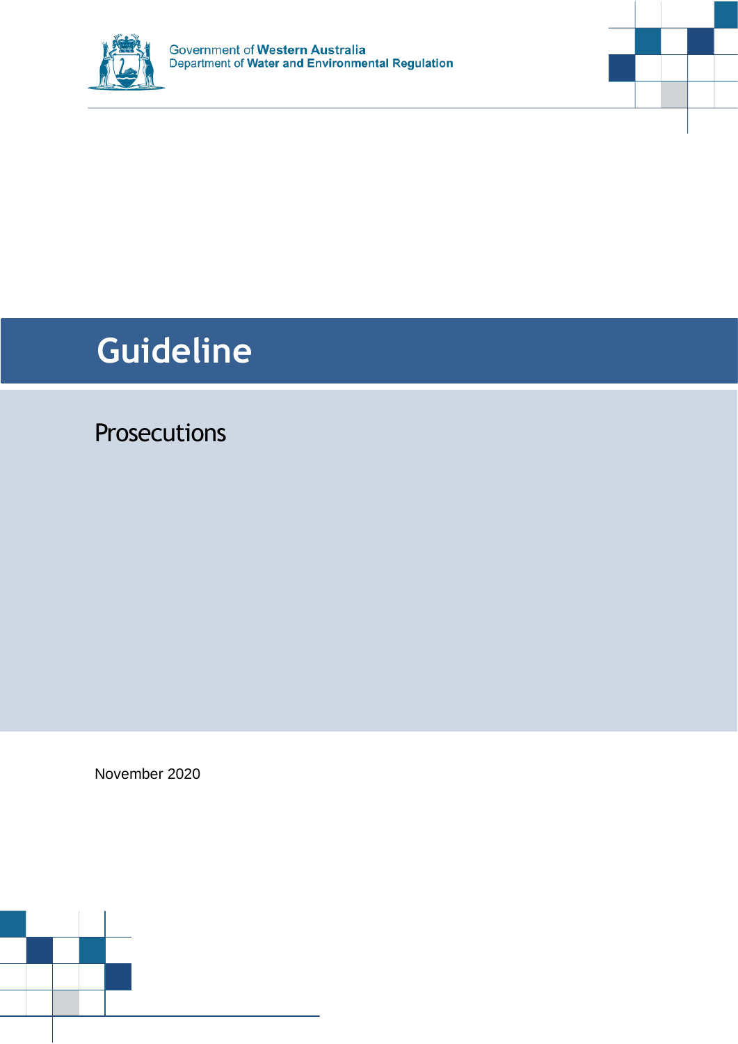Government of Western Australia
Department of Water and Environmental Regulation

# Guideline

## Prosecutions

November 2020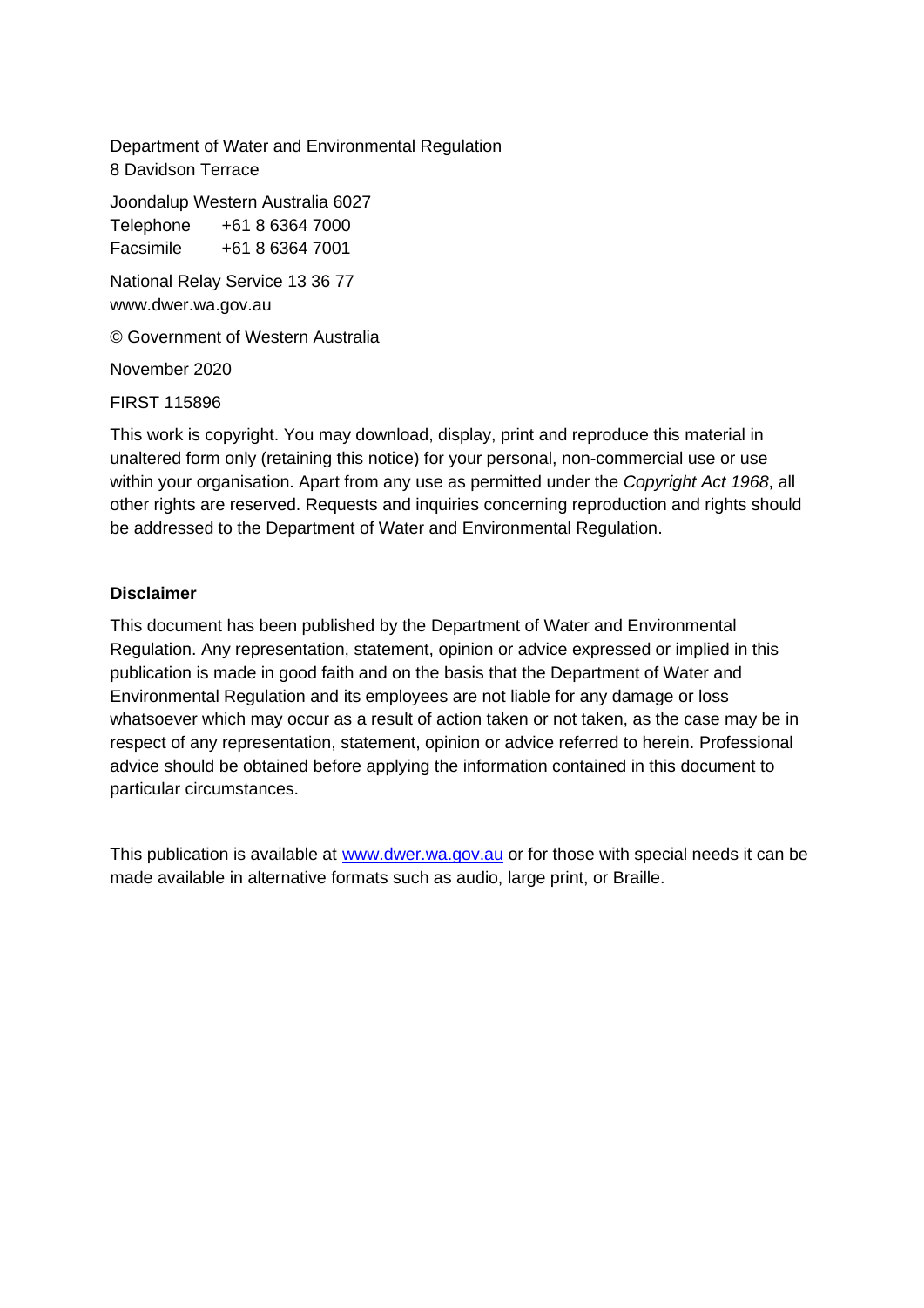Department of Water and Environmental Regulation
8 Davidson Terrace

Joondalup Western Australia 6027
Telephone +61 8 6364 7000
Facsimile +61 8 6364 7001

National Relay Service 13 36 77
www.dwer.wa.gov.au

© Government of Western Australia

November 2020

FIRST 115896

This work is copyright. You may download, display, print and reproduce this material in unaltered form only (retaining this notice) for your personal, non-commercial use or use within your organisation. Apart from any use as permitted under the *Copyright Act 1968*, all other rights are reserved. Requests and inquiries concerning reproduction and rights should be addressed to the Department of Water and Environmental Regulation.

**Disclaimer**

This document has been published by the Department of Water and Environmental Regulation. Any representation, statement, opinion or advice expressed or implied in this publication is made in good faith and on the basis that the Department of Water and Environmental Regulation and its employees are not liable for any damage or loss whatsoever which may occur as a result of action taken or not taken, as the case may be in respect of any representation, statement, opinion or advice referred to herein. Professional advice should be obtained before applying the information contained in this document to particular circumstances.

This publication is available at [www.dwer.wa.gov.au](http://www.dwer.wa.gov.au) or for those with special needs it can be made available in alternative formats such as audio, large print, or Braille.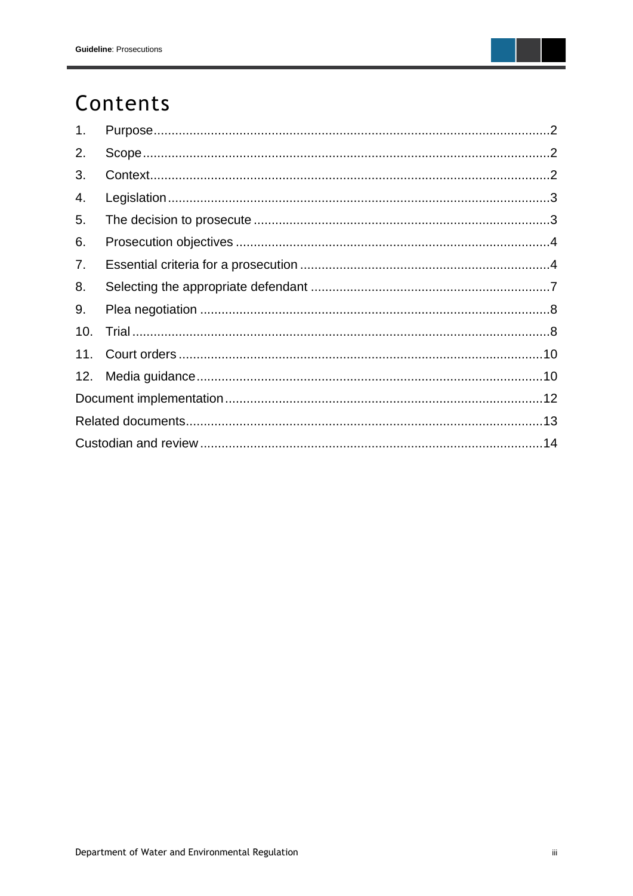# Contents

1. Purpose....2
2. Scope....2
3. Context....2
4. Legislation....3
5. The decision to prosecute....3
6. Prosecution objectives....4
7. Essential criteria for a prosecution....4
8. Selecting the appropriate defendant....7
9. Plea negotiation....8
10. Trial....8
11. Court orders....10
12. Media guidance....10

Document implementation....12

Related documents....13

Custodian and review....14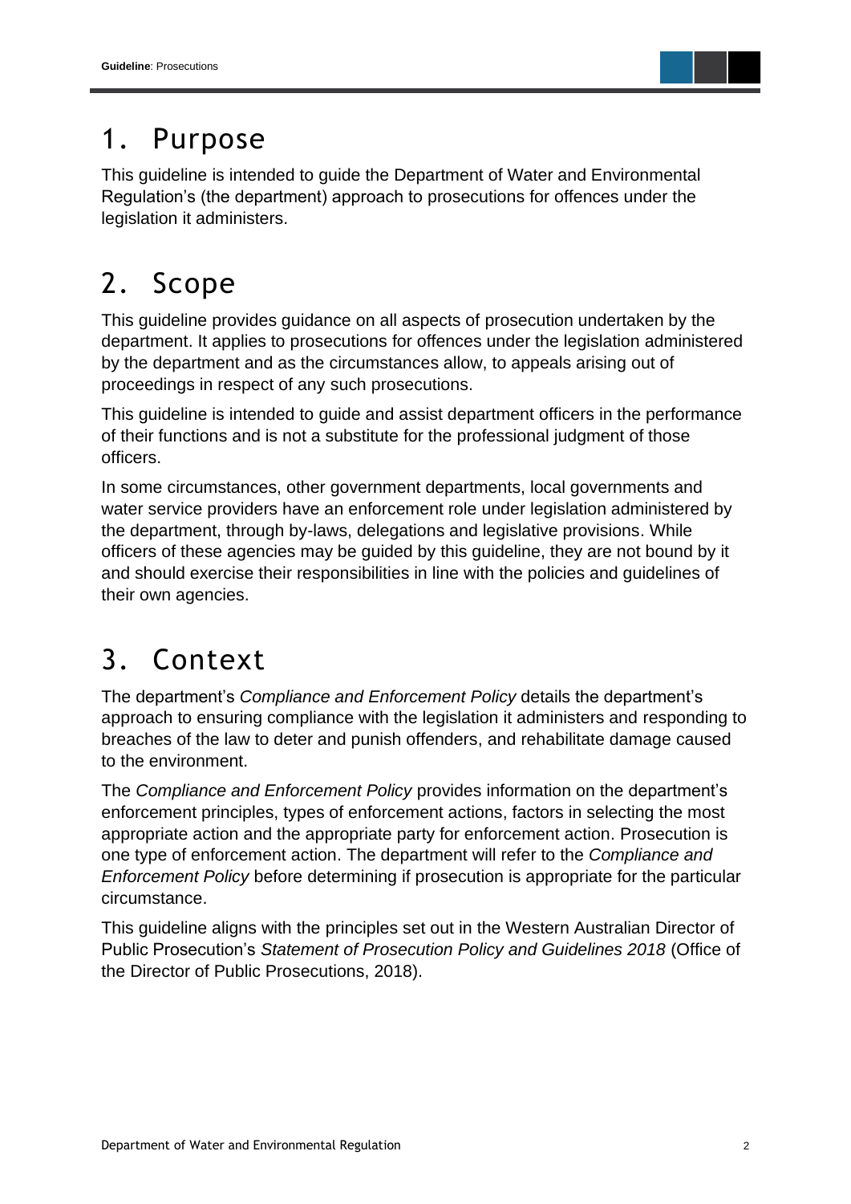# 1. Purpose

This guideline is intended to guide the Department of Water and Environmental Regulation's (the department) approach to prosecutions for offences under the legislation it administers.

# 2. Scope

This guideline provides guidance on all aspects of prosecution undertaken by the department. It applies to prosecutions for offences under the legislation administered by the department and as the circumstances allow, to appeals arising out of proceedings in respect of any such prosecutions.

This guideline is intended to guide and assist department officers in the performance of their functions and is not a substitute for the professional judgment of those officers.

In some circumstances, other government departments, local governments and water service providers have an enforcement role under legislation administered by the department, through by-laws, delegations and legislative provisions. While officers of these agencies may be guided by this guideline, they are not bound by it and should exercise their responsibilities in line with the policies and guidelines of their own agencies.

# 3. Context

The department's *Compliance and Enforcement Policy* details the department's approach to ensuring compliance with the legislation it administers and responding to breaches of the law to deter and punish offenders, and rehabilitate damage caused to the environment.

The *Compliance and Enforcement Policy* provides information on the department's enforcement principles, types of enforcement actions, factors in selecting the most appropriate action and the appropriate party for enforcement action. Prosecution is one type of enforcement action. The department will refer to the *Compliance and Enforcement Policy* before determining if prosecution is appropriate for the particular circumstance.

This guideline aligns with the principles set out in the Western Australian Director of Public Prosecution's *Statement of Prosecution Policy and Guidelines 2018* (Office of the Director of Public Prosecutions, 2018).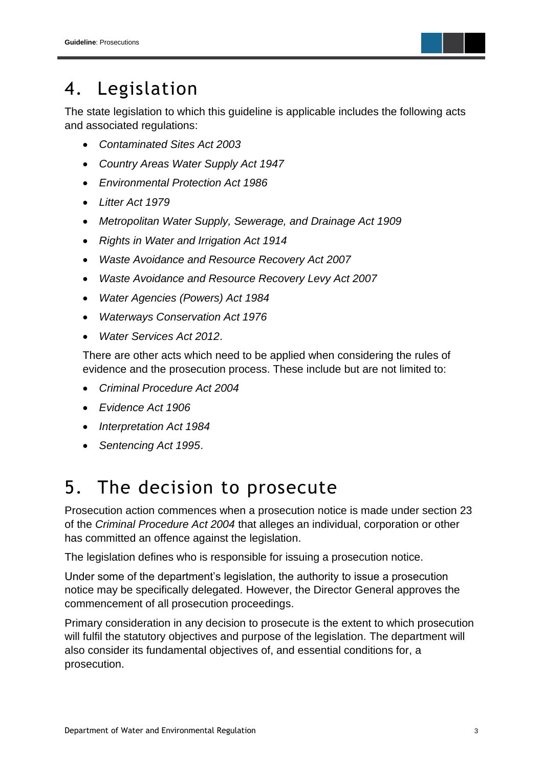# 4. Legislation

The state legislation to which this guideline is applicable includes the following acts and associated regulations:

- *Contaminated Sites Act 2003*
- *Country Areas Water Supply Act 1947*
- *Environmental Protection Act 1986*
- *Litter Act 1979*
- *Metropolitan Water Supply, Sewerage, and Drainage Act 1909*
- *Rights in Water and Irrigation Act 1914*
- *Waste Avoidance and Resource Recovery Act 2007*
- *Waste Avoidance and Resource Recovery Levy Act 2007*
- *Water Agencies (Powers) Act 1984*
- *Waterways Conservation Act 1976*
- *Water Services Act 2012*.

There are other acts which need to be applied when considering the rules of evidence and the prosecution process. These include but are not limited to:

- *Criminal Procedure Act 2004*
- *Evidence Act 1906*
- *Interpretation Act 1984*
- *Sentencing Act 1995*.

# 5. The decision to prosecute

Prosecution action commences when a prosecution notice is made under section 23 of the *Criminal Procedure Act 2004* that alleges an individual, corporation or other has committed an offence against the legislation.

The legislation defines who is responsible for issuing a prosecution notice.

Under some of the department's legislation, the authority to issue a prosecution notice may be specifically delegated. However, the Director General approves the commencement of all prosecution proceedings.

Primary consideration in any decision to prosecute is the extent to which prosecution will fulfil the statutory objectives and purpose of the legislation. The department will also consider its fundamental objectives of, and essential conditions for, a prosecution.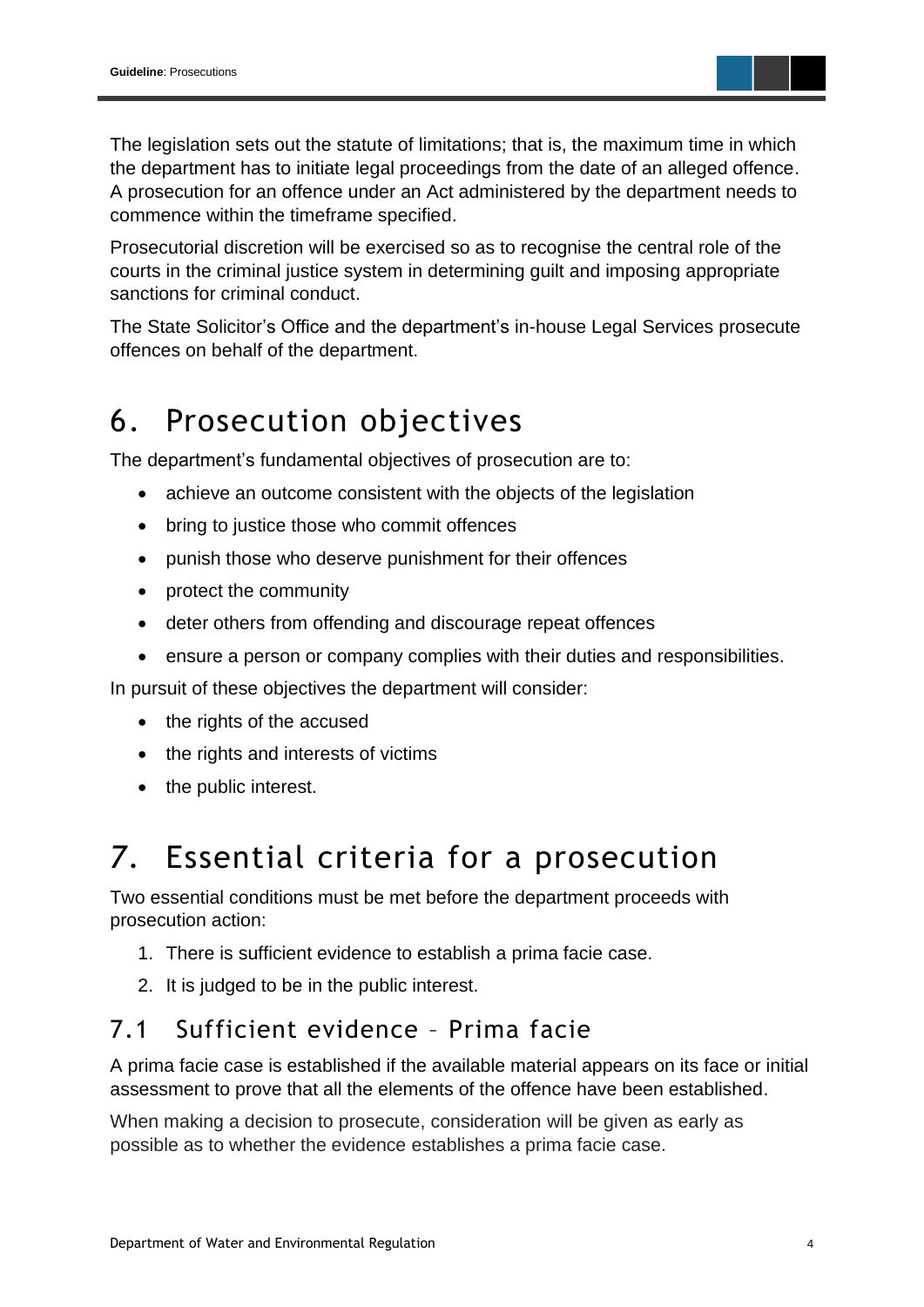The legislation sets out the statute of limitations; that is, the maximum time in which the department has to initiate legal proceedings from the date of an alleged offence. A prosecution for an offence under an Act administered by the department needs to commence within the timeframe specified.

Prosecutorial discretion will be exercised so as to recognise the central role of the courts in the criminal justice system in determining guilt and imposing appropriate sanctions for criminal conduct.

The State Solicitor's Office and the department's in-house Legal Services prosecute offences on behalf of the department.

# 6. Prosecution objectives

The department's fundamental objectives of prosecution are to:

- achieve an outcome consistent with the objects of the legislation
- bring to justice those who commit offences
- punish those who deserve punishment for their offences
- protect the community
- deter others from offending and discourage repeat offences
- ensure a person or company complies with their duties and responsibilities.

In pursuit of these objectives the department will consider:

- the rights of the accused
- the rights and interests of victims
- the public interest.

# 7. Essential criteria for a prosecution

Two essential conditions must be met before the department proceeds with prosecution action:

1. There is sufficient evidence to establish a prima facie case.
2. It is judged to be in the public interest.

## 7.1 Sufficient evidence – Prima facie

A prima facie case is established if the available material appears on its face or initial assessment to prove that all the elements of the offence have been established.

When making a decision to prosecute, consideration will be given as early as possible as to whether the evidence establishes a prima facie case.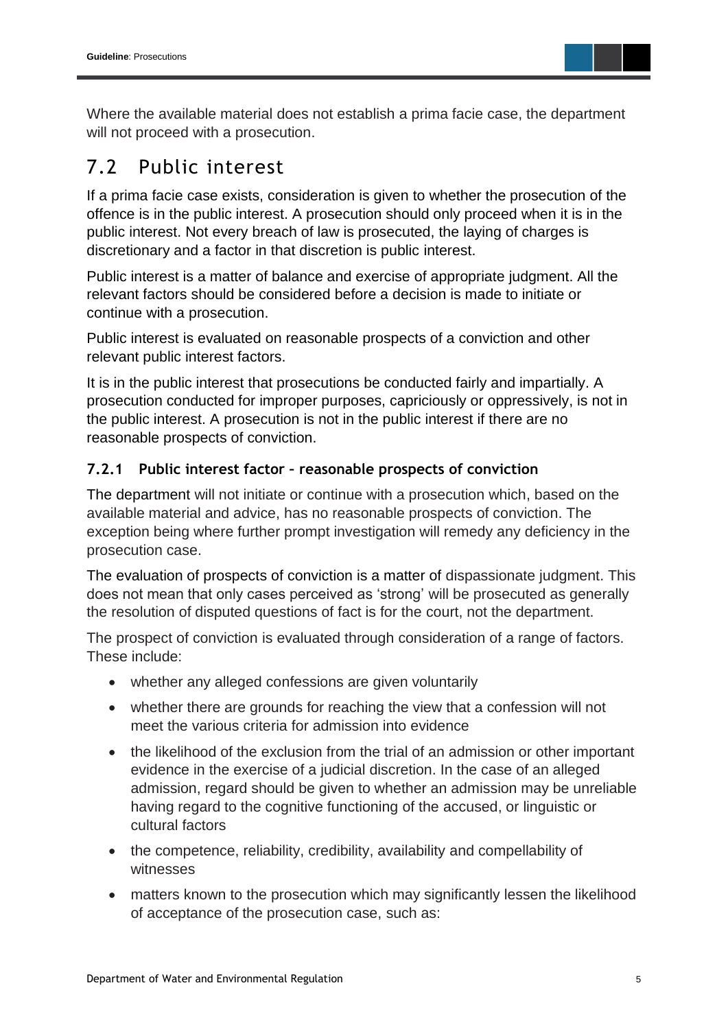Where the available material does not establish a prima facie case, the department will not proceed with a prosecution.

## 7.2 Public interest

If a prima facie case exists, consideration is given to whether the prosecution of the offence is in the public interest. A prosecution should only proceed when it is in the public interest. Not every breach of law is prosecuted, the laying of charges is discretionary and a factor in that discretion is public interest.

Public interest is a matter of balance and exercise of appropriate judgment. All the relevant factors should be considered before a decision is made to initiate or continue with a prosecution.

Public interest is evaluated on reasonable prospects of a conviction and other relevant public interest factors.

It is in the public interest that prosecutions be conducted fairly and impartially. A prosecution conducted for improper purposes, capriciously or oppressively, is not in the public interest. A prosecution is not in the public interest if there are no reasonable prospects of conviction.

### 7.2.1 Public interest factor – reasonable prospects of conviction

The department will not initiate or continue with a prosecution which, based on the available material and advice, has no reasonable prospects of conviction. The exception being where further prompt investigation will remedy any deficiency in the prosecution case.

The evaluation of prospects of conviction is a matter of dispassionate judgment. This does not mean that only cases perceived as 'strong' will be prosecuted as generally the resolution of disputed questions of fact is for the court, not the department.

The prospect of conviction is evaluated through consideration of a range of factors. These include:

- whether any alleged confessions are given voluntarily
- whether there are grounds for reaching the view that a confession will not meet the various criteria for admission into evidence
- the likelihood of the exclusion from the trial of an admission or other important evidence in the exercise of a judicial discretion. In the case of an alleged admission, regard should be given to whether an admission may be unreliable having regard to the cognitive functioning of the accused, or linguistic or cultural factors
- the competence, reliability, credibility, availability and compellability of witnesses
- matters known to the prosecution which may significantly lessen the likelihood of acceptance of the prosecution case, such as: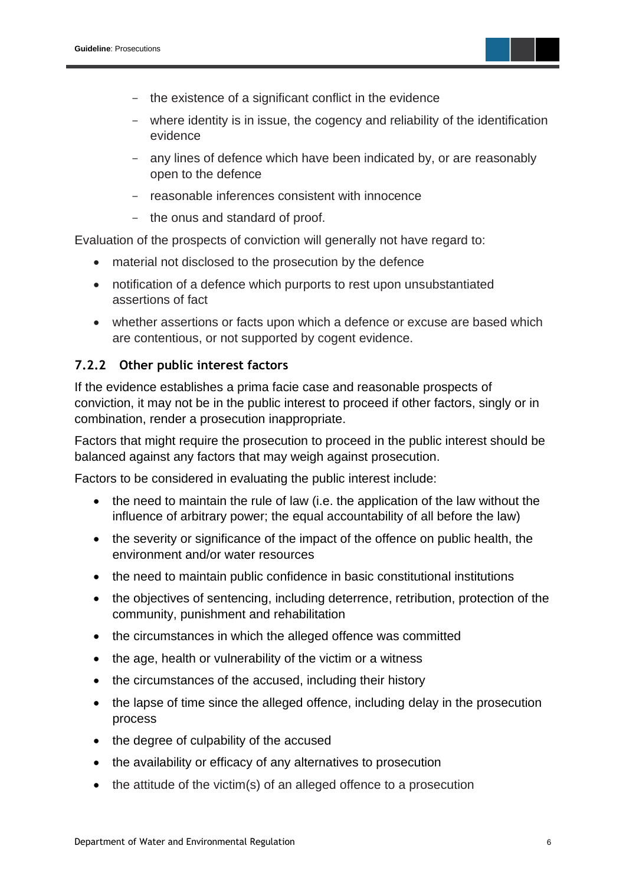- the existence of a significant conflict in the evidence
  - where identity is in issue, the cogency and reliability of the identification evidence
  - any lines of defence which have been indicated by, or are reasonably open to the defence
  - reasonable inferences consistent with innocence
  - the onus and standard of proof.

Evaluation of the prospects of conviction will generally not have regard to:

- material not disclosed to the prosecution by the defence
- notification of a defence which purports to rest upon unsubstantiated assertions of fact
- whether assertions or facts upon which a defence or excuse are based which are contentious, or not supported by cogent evidence.

### 7.2.2 Other public interest factors

If the evidence establishes a prima facie case and reasonable prospects of conviction, it may not be in the public interest to proceed if other factors, singly or in combination, render a prosecution inappropriate.

Factors that might require the prosecution to proceed in the public interest should be balanced against any factors that may weigh against prosecution.

Factors to be considered in evaluating the public interest include:

- the need to maintain the rule of law (i.e. the application of the law without the influence of arbitrary power; the equal accountability of all before the law)
- the severity or significance of the impact of the offence on public health, the environment and/or water resources
- the need to maintain public confidence in basic constitutional institutions
- the objectives of sentencing, including deterrence, retribution, protection of the community, punishment and rehabilitation
- the circumstances in which the alleged offence was committed
- the age, health or vulnerability of the victim or a witness
- the circumstances of the accused, including their history
- the lapse of time since the alleged offence, including delay in the prosecution process
- the degree of culpability of the accused
- the availability or efficacy of any alternatives to prosecution
- the attitude of the victim(s) of an alleged offence to a prosecution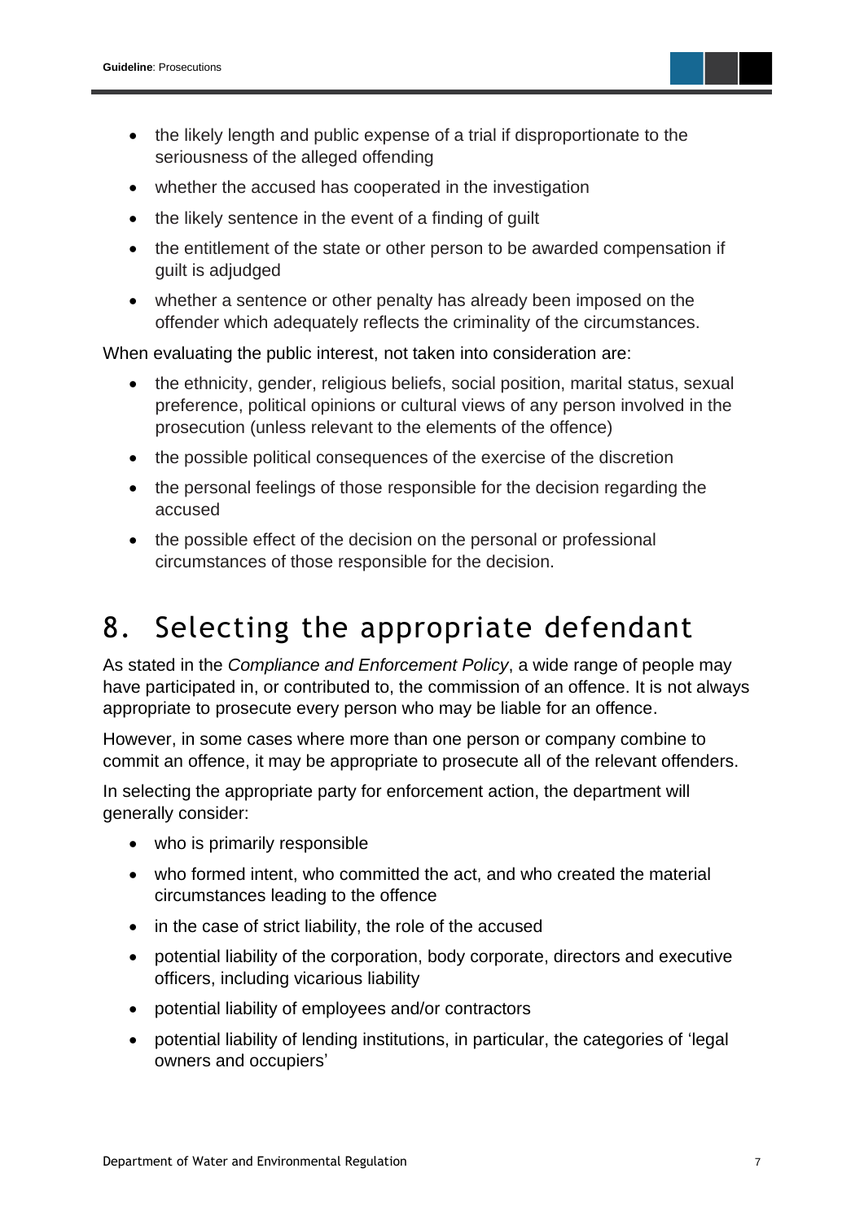- the likely length and public expense of a trial if disproportionate to the seriousness of the alleged offending
- whether the accused has cooperated in the investigation
- the likely sentence in the event of a finding of guilt
- the entitlement of the state or other person to be awarded compensation if guilt is adjudged
- whether a sentence or other penalty has already been imposed on the offender which adequately reflects the criminality of the circumstances.

When evaluating the public interest, not taken into consideration are:

- the ethnicity, gender, religious beliefs, social position, marital status, sexual preference, political opinions or cultural views of any person involved in the prosecution (unless relevant to the elements of the offence)
- the possible political consequences of the exercise of the discretion
- the personal feelings of those responsible for the decision regarding the accused
- the possible effect of the decision on the personal or professional circumstances of those responsible for the decision.

# 8. Selecting the appropriate defendant

As stated in the *Compliance and Enforcement Policy*, a wide range of people may have participated in, or contributed to, the commission of an offence. It is not always appropriate to prosecute every person who may be liable for an offence.

However, in some cases where more than one person or company combine to commit an offence, it may be appropriate to prosecute all of the relevant offenders.

In selecting the appropriate party for enforcement action, the department will generally consider:

- who is primarily responsible
- who formed intent, who committed the act, and who created the material circumstances leading to the offence
- in the case of strict liability, the role of the accused
- potential liability of the corporation, body corporate, directors and executive officers, including vicarious liability
- potential liability of employees and/or contractors
- potential liability of lending institutions, in particular, the categories of 'legal owners and occupiers'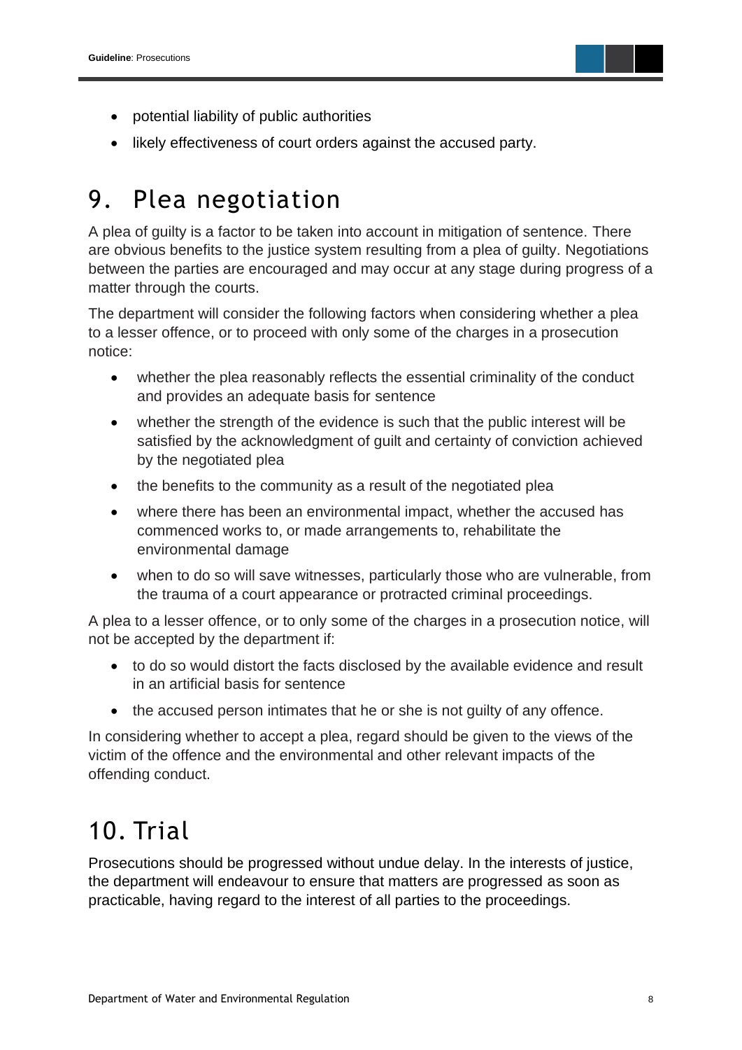- potential liability of public authorities
- likely effectiveness of court orders against the accused party.

# 9. Plea negotiation

A plea of guilty is a factor to be taken into account in mitigation of sentence. There are obvious benefits to the justice system resulting from a plea of guilty. Negotiations between the parties are encouraged and may occur at any stage during progress of a matter through the courts.

The department will consider the following factors when considering whether a plea to a lesser offence, or to proceed with only some of the charges in a prosecution notice:

- whether the plea reasonably reflects the essential criminality of the conduct and provides an adequate basis for sentence
- whether the strength of the evidence is such that the public interest will be satisfied by the acknowledgment of guilt and certainty of conviction achieved by the negotiated plea
- the benefits to the community as a result of the negotiated plea
- where there has been an environmental impact, whether the accused has commenced works to, or made arrangements to, rehabilitate the environmental damage
- when to do so will save witnesses, particularly those who are vulnerable, from the trauma of a court appearance or protracted criminal proceedings.

A plea to a lesser offence, or to only some of the charges in a prosecution notice, will not be accepted by the department if:

- to do so would distort the facts disclosed by the available evidence and result in an artificial basis for sentence
- the accused person intimates that he or she is not guilty of any offence.

In considering whether to accept a plea, regard should be given to the views of the victim of the offence and the environmental and other relevant impacts of the offending conduct.

# 10. Trial

Prosecutions should be progressed without undue delay. In the interests of justice, the department will endeavour to ensure that matters are progressed as soon as practicable, having regard to the interest of all parties to the proceedings.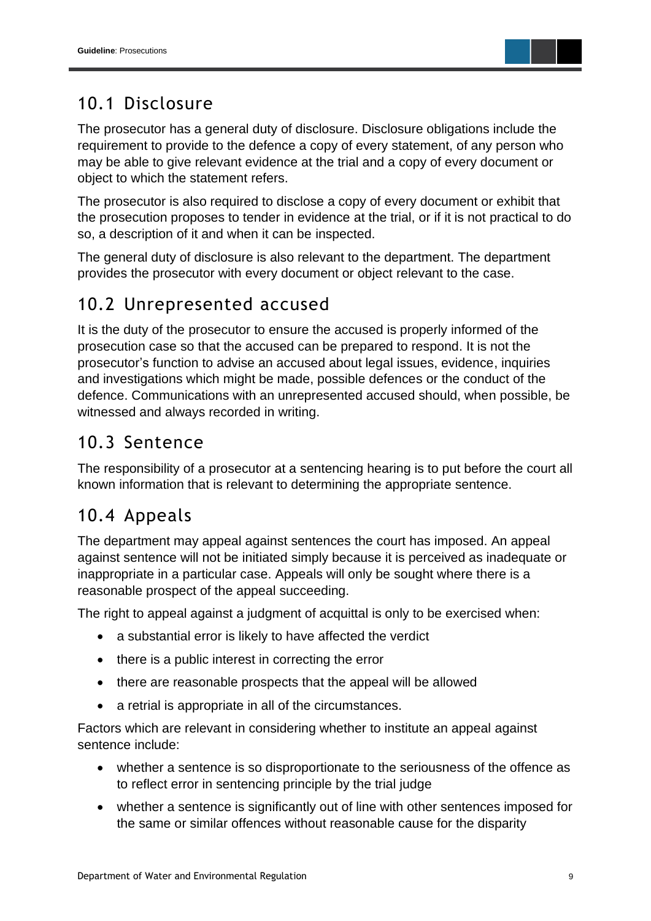## 10.1 Disclosure

The prosecutor has a general duty of disclosure. Disclosure obligations include the requirement to provide to the defence a copy of every statement, of any person who may be able to give relevant evidence at the trial and a copy of every document or object to which the statement refers.

The prosecutor is also required to disclose a copy of every document or exhibit that the prosecution proposes to tender in evidence at the trial, or if it is not practical to do so, a description of it and when it can be inspected.

The general duty of disclosure is also relevant to the department. The department provides the prosecutor with every document or object relevant to the case.

## 10.2 Unrepresented accused

It is the duty of the prosecutor to ensure the accused is properly informed of the prosecution case so that the accused can be prepared to respond. It is not the prosecutor's function to advise an accused about legal issues, evidence, inquiries and investigations which might be made, possible defences or the conduct of the defence. Communications with an unrepresented accused should, when possible, be witnessed and always recorded in writing.

## 10.3 Sentence

The responsibility of a prosecutor at a sentencing hearing is to put before the court all known information that is relevant to determining the appropriate sentence.

## 10.4 Appeals

The department may appeal against sentences the court has imposed. An appeal against sentence will not be initiated simply because it is perceived as inadequate or inappropriate in a particular case. Appeals will only be sought where there is a reasonable prospect of the appeal succeeding.

The right to appeal against a judgment of acquittal is only to be exercised when:

- a substantial error is likely to have affected the verdict
- there is a public interest in correcting the error
- there are reasonable prospects that the appeal will be allowed
- a retrial is appropriate in all of the circumstances.

Factors which are relevant in considering whether to institute an appeal against sentence include:

- whether a sentence is so disproportionate to the seriousness of the offence as to reflect error in sentencing principle by the trial judge
- whether a sentence is significantly out of line with other sentences imposed for the same or similar offences without reasonable cause for the disparity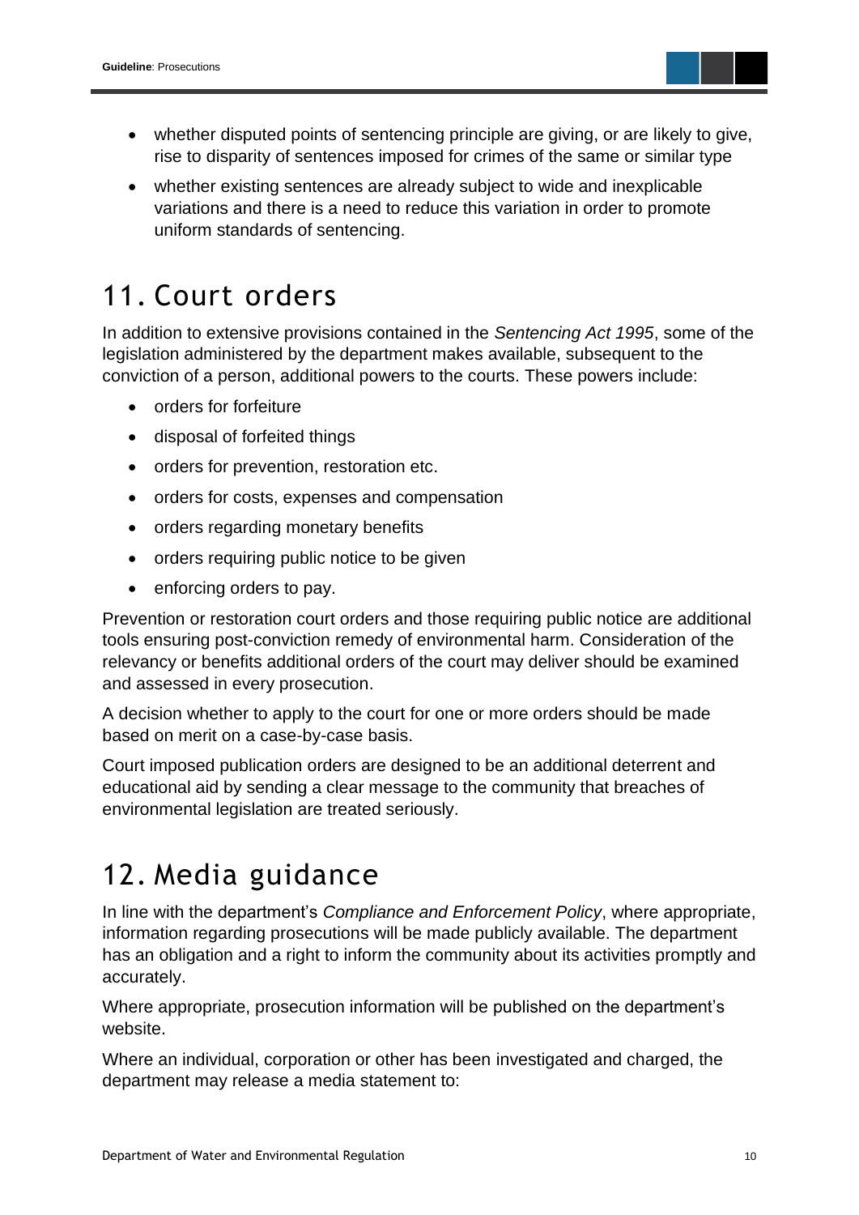- whether disputed points of sentencing principle are giving, or are likely to give, rise to disparity of sentences imposed for crimes of the same or similar type
- whether existing sentences are already subject to wide and inexplicable variations and there is a need to reduce this variation in order to promote uniform standards of sentencing.

# 11. Court orders

In addition to extensive provisions contained in the *Sentencing Act 1995*, some of the legislation administered by the department makes available, subsequent to the conviction of a person, additional powers to the courts. These powers include:

- orders for forfeiture
- disposal of forfeited things
- orders for prevention, restoration etc.
- orders for costs, expenses and compensation
- orders regarding monetary benefits
- orders requiring public notice to be given
- enforcing orders to pay.

Prevention or restoration court orders and those requiring public notice are additional tools ensuring post-conviction remedy of environmental harm. Consideration of the relevancy or benefits additional orders of the court may deliver should be examined and assessed in every prosecution.

A decision whether to apply to the court for one or more orders should be made based on merit on a case-by-case basis.

Court imposed publication orders are designed to be an additional deterrent and educational aid by sending a clear message to the community that breaches of environmental legislation are treated seriously.

# 12. Media guidance

In line with the department's *Compliance and Enforcement Policy*, where appropriate, information regarding prosecutions will be made publicly available. The department has an obligation and a right to inform the community about its activities promptly and accurately.

Where appropriate, prosecution information will be published on the department's website.

Where an individual, corporation or other has been investigated and charged, the department may release a media statement to: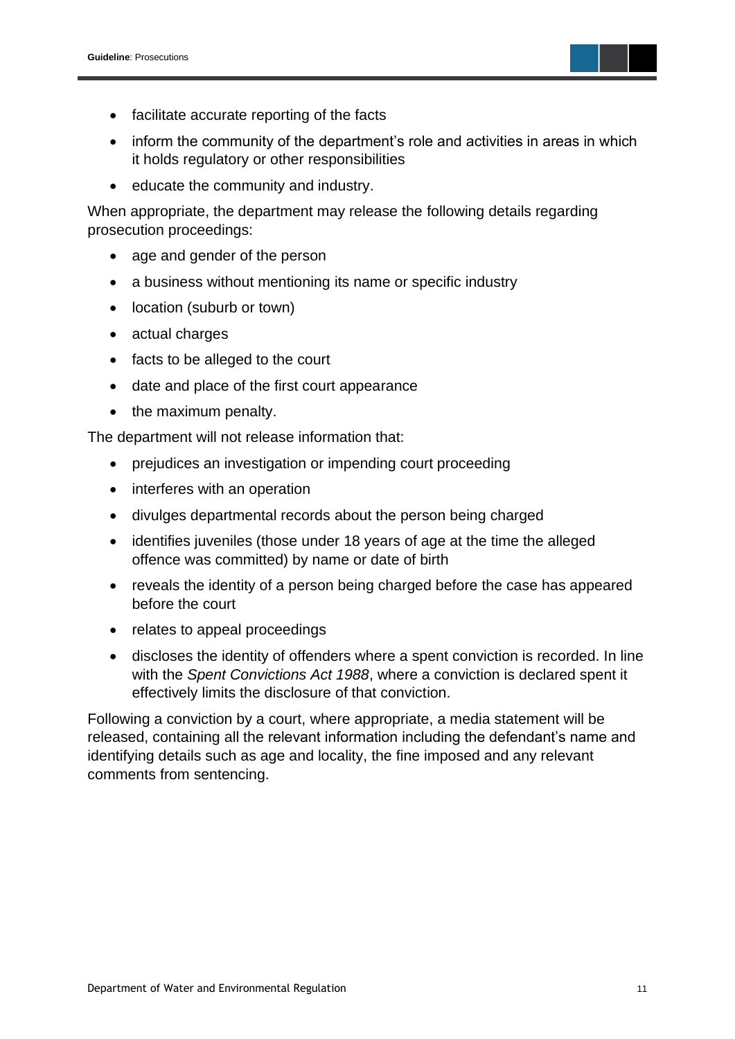- facilitate accurate reporting of the facts
- inform the community of the department's role and activities in areas in which it holds regulatory or other responsibilities
- educate the community and industry.

When appropriate, the department may release the following details regarding prosecution proceedings:

- age and gender of the person
- a business without mentioning its name or specific industry
- location (suburb or town)
- actual charges
- facts to be alleged to the court
- date and place of the first court appearance
- the maximum penalty.

The department will not release information that:

- prejudices an investigation or impending court proceeding
- interferes with an operation
- divulges departmental records about the person being charged
- identifies juveniles (those under 18 years of age at the time the alleged offence was committed) by name or date of birth
- reveals the identity of a person being charged before the case has appeared before the court
- relates to appeal proceedings
- discloses the identity of offenders where a spent conviction is recorded. In line with the *Spent Convictions Act 1988*, where a conviction is declared spent it effectively limits the disclosure of that conviction.

Following a conviction by a court, where appropriate, a media statement will be released, containing all the relevant information including the defendant's name and identifying details such as age and locality, the fine imposed and any relevant comments from sentencing.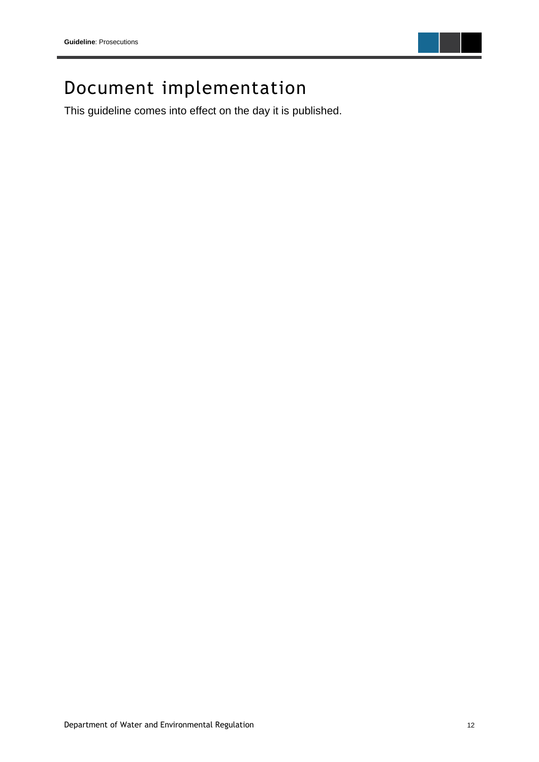# Document implementation

This guideline comes into effect on the day it is published.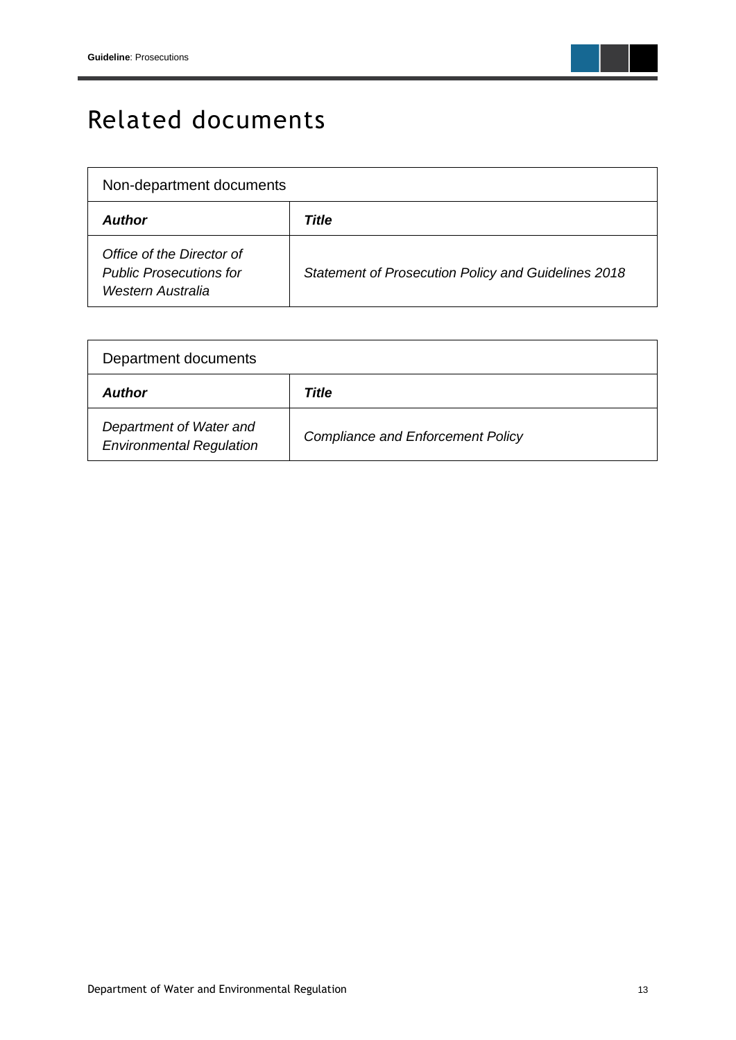# Related documents

| Non-department documents | |
|---|---|
| ***Author*** | ***Title*** |
| *Office of the Director of Public Prosecutions for Western Australia* | *Statement of Prosecution Policy and Guidelines 2018* |

| Department documents | |
|---|---|
| ***Author*** | ***Title*** |
| *Department of Water and Environmental Regulation* | *Compliance and Enforcement Policy* |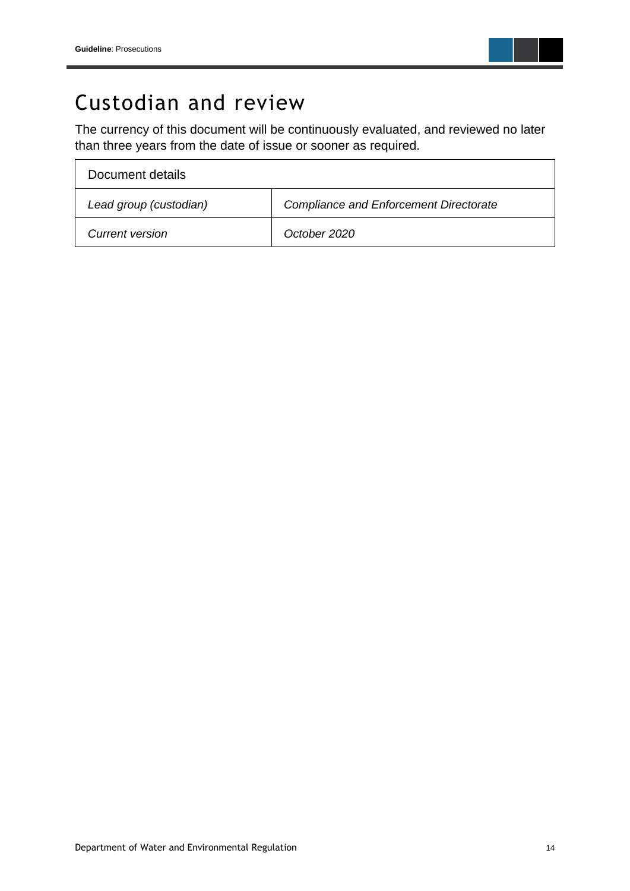# Custodian and review

The currency of this document will be continuously evaluated, and reviewed no later than three years from the date of issue or sooner as required.

| Document details | |
|---|---|
| *Lead group (custodian)* | *Compliance and Enforcement Directorate* |
| *Current version* | *October 2020* |